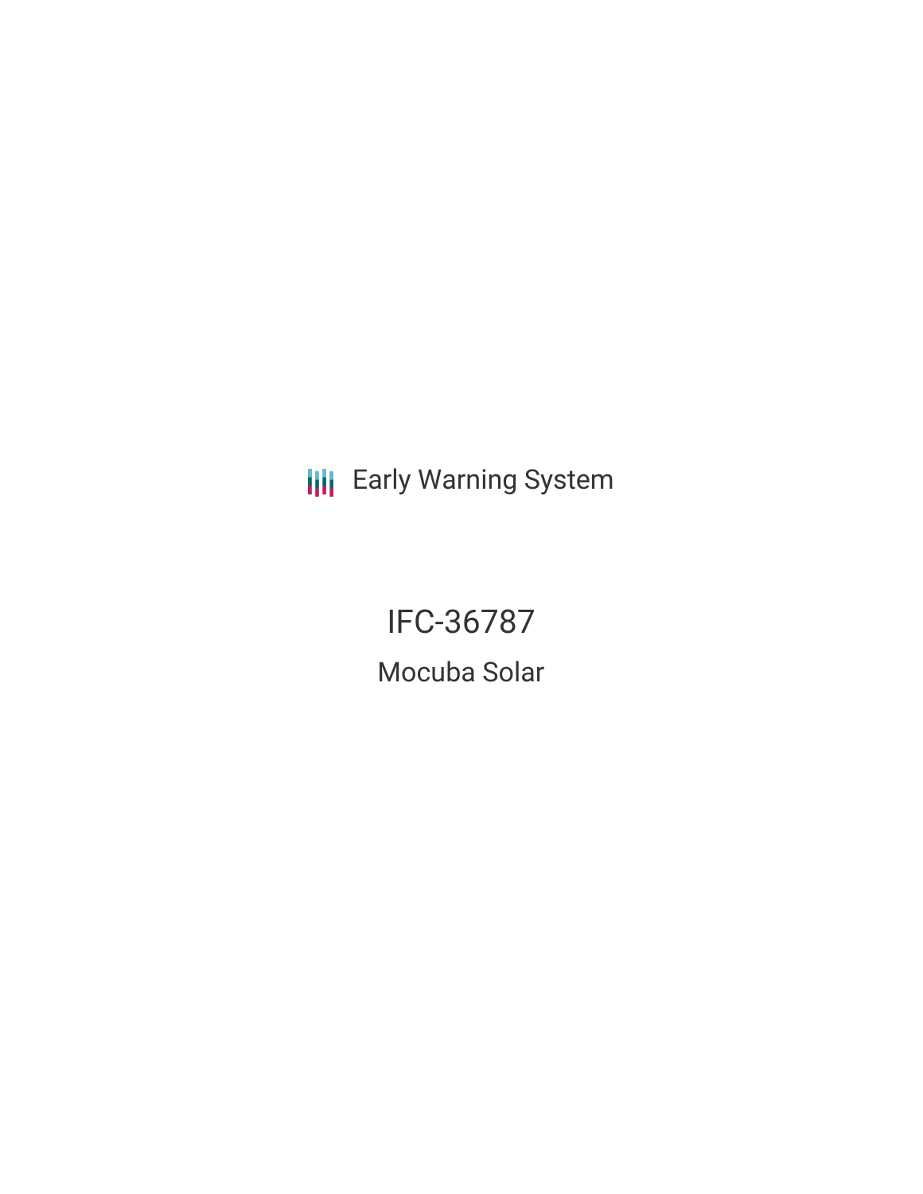Early Warning System

# IFC-36787

## Mocuba Solar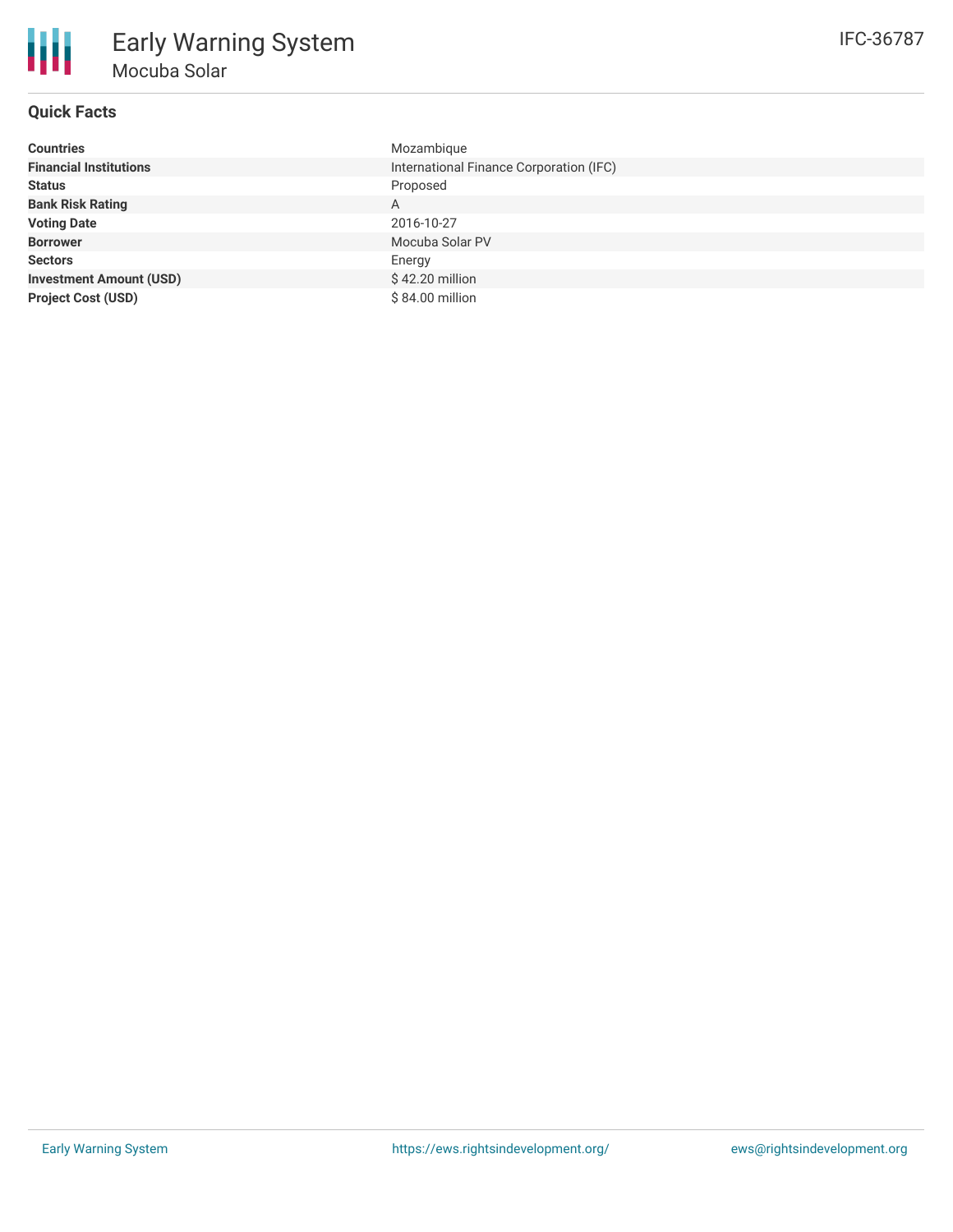# Early Warning System

## Mocuba Solar

IFC-36787

### Quick Facts

| | |
|---|---|
| **Countries** | Mozambique |
| **Financial Institutions** | International Finance Corporation (IFC) |
| **Status** | Proposed |
| **Bank Risk Rating** | A |
| **Voting Date** | 2016-10-27 |
| **Borrower** | Mocuba Solar PV |
| **Sectors** | Energy |
| **Investment Amount (USD)** | $ 42.20 million |
| **Project Cost (USD)** | $ 84.00 million |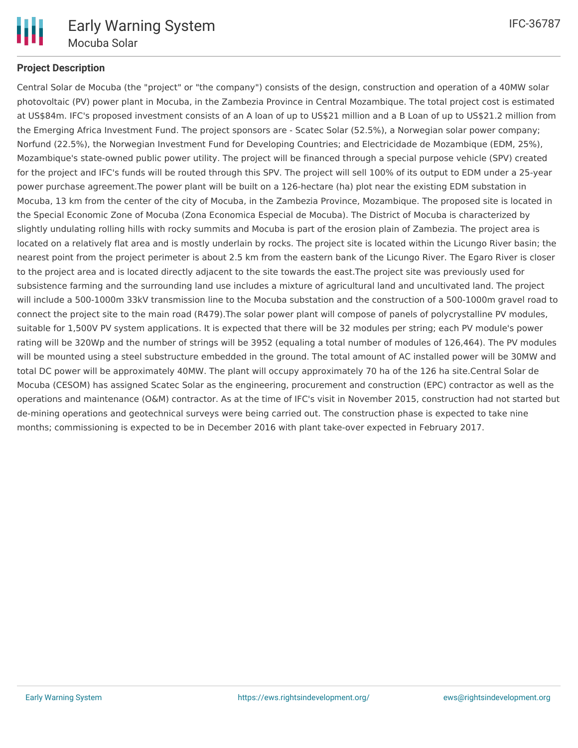## Project Description

Central Solar de Mocuba (the "project" or "the company") consists of the design, construction and operation of a 40MW solar photovoltaic (PV) power plant in Mocuba, in the Zambezia Province in Central Mozambique. The total project cost is estimated at US$84m. IFC's proposed investment consists of an A loan of up to US$21 million and a B Loan of up to US$21.2 million from the Emerging Africa Investment Fund. The project sponsors are - Scatec Solar (52.5%), a Norwegian solar power company; Norfund (22.5%), the Norwegian Investment Fund for Developing Countries; and Electricidade de Mozambique (EDM, 25%), Mozambique's state-owned public power utility. The project will be financed through a special purpose vehicle (SPV) created for the project and IFC's funds will be routed through this SPV. The project will sell 100% of its output to EDM under a 25-year power purchase agreement.The power plant will be built on a 126-hectare (ha) plot near the existing EDM substation in Mocuba, 13 km from the center of the city of Mocuba, in the Zambezia Province, Mozambique. The proposed site is located in the Special Economic Zone of Mocuba (Zona Economica Especial de Mocuba). The District of Mocuba is characterized by slightly undulating rolling hills with rocky summits and Mocuba is part of the erosion plain of Zambezia. The project area is located on a relatively flat area and is mostly underlain by rocks. The project site is located within the Licungo River basin; the nearest point from the project perimeter is about 2.5 km from the eastern bank of the Licungo River. The Egaro River is closer to the project area and is located directly adjacent to the site towards the east.The project site was previously used for subsistence farming and the surrounding land use includes a mixture of agricultural land and uncultivated land. The project will include a 500-1000m 33kV transmission line to the Mocuba substation and the construction of a 500-1000m gravel road to connect the project site to the main road (R479).The solar power plant will compose of panels of polycrystalline PV modules, suitable for 1,500V PV system applications. It is expected that there will be 32 modules per string; each PV module's power rating will be 320Wp and the number of strings will be 3952 (equaling a total number of modules of 126,464). The PV modules will be mounted using a steel substructure embedded in the ground. The total amount of AC installed power will be 30MW and total DC power will be approximately 40MW. The plant will occupy approximately 70 ha of the 126 ha site.Central Solar de Mocuba (CESOM) has assigned Scatec Solar as the engineering, procurement and construction (EPC) contractor as well as the operations and maintenance (O&M) contractor. As at the time of IFC's visit in November 2015, construction had not started but de-mining operations and geotechnical surveys were being carried out. The construction phase is expected to take nine months; commissioning is expected to be in December 2016 with plant take-over expected in February 2017.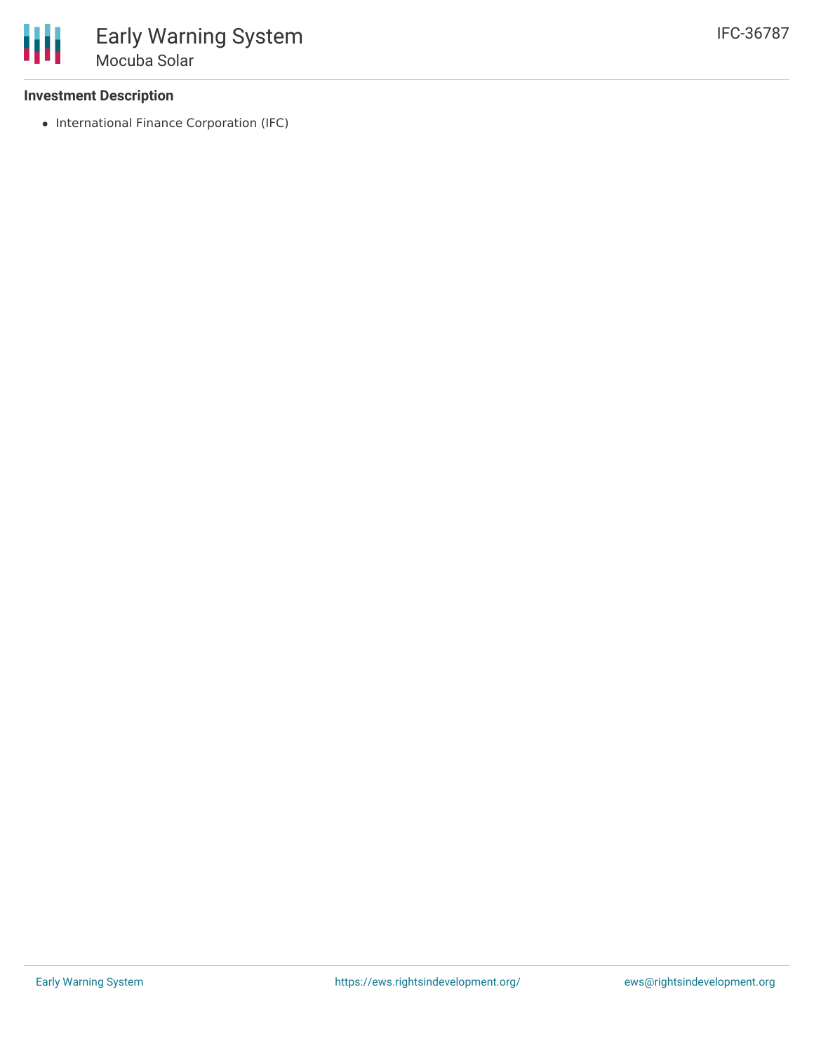### Investment Description

- International Finance Corporation (IFC)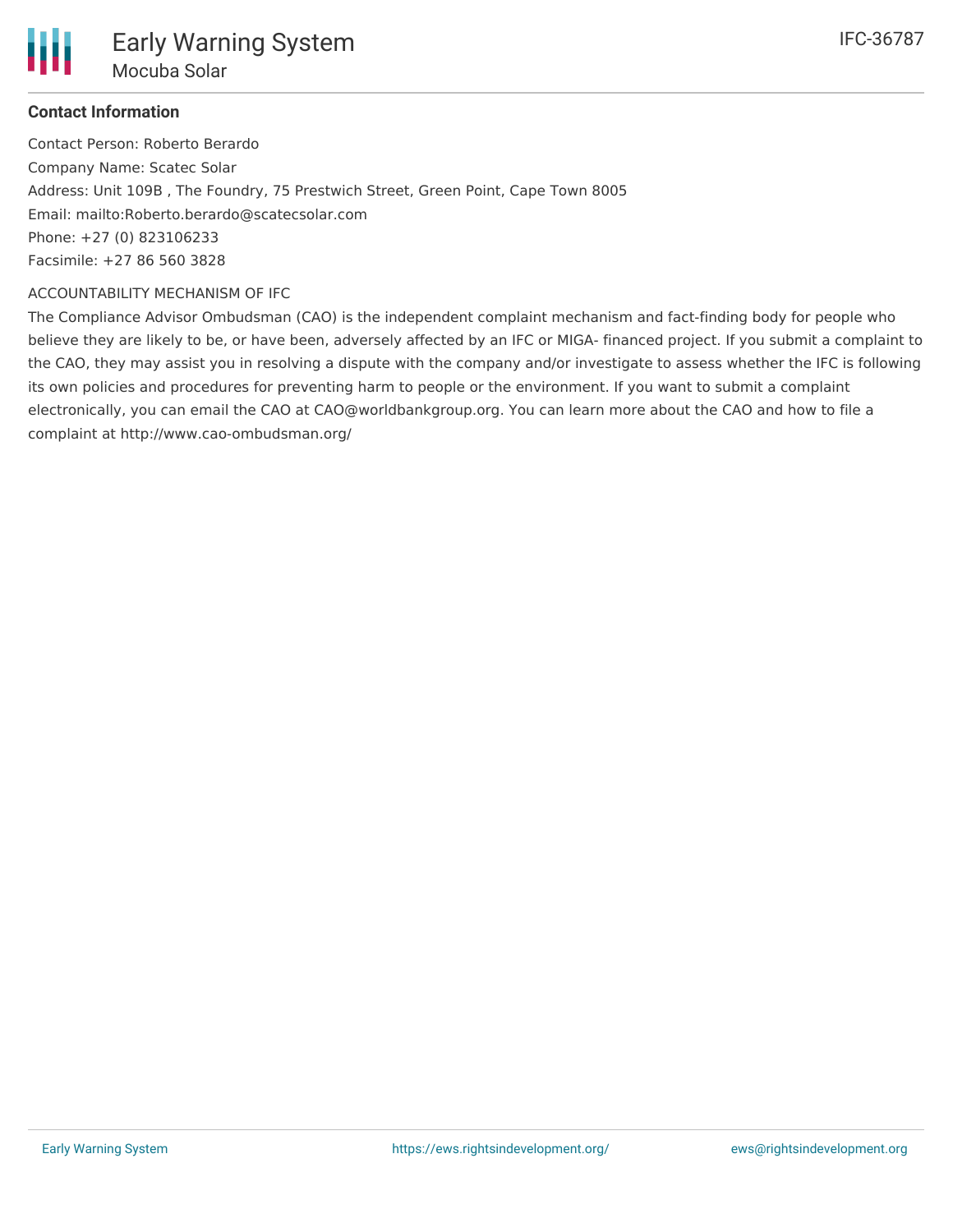**Contact Information**

Contact Person: Roberto Berardo

Company Name: Scatec Solar

Address: Unit 109B , The Foundry, 75 Prestwich Street, Green Point, Cape Town 8005

Email: mailto:Roberto.berardo@scatecsolar.com

Phone: +27 (0) 823106233

Facsimile: +27 86 560 3828

ACCOUNTABILITY MECHANISM OF IFC

The Compliance Advisor Ombudsman (CAO) is the independent complaint mechanism and fact-finding body for people who believe they are likely to be, or have been, adversely affected by an IFC or MIGA- financed project. If you submit a complaint to the CAO, they may assist you in resolving a dispute with the company and/or investigate to assess whether the IFC is following its own policies and procedures for preventing harm to people or the environment. If you want to submit a complaint electronically, you can email the CAO at CAO@worldbankgroup.org. You can learn more about the CAO and how to file a complaint at http://www.cao-ombudsman.org/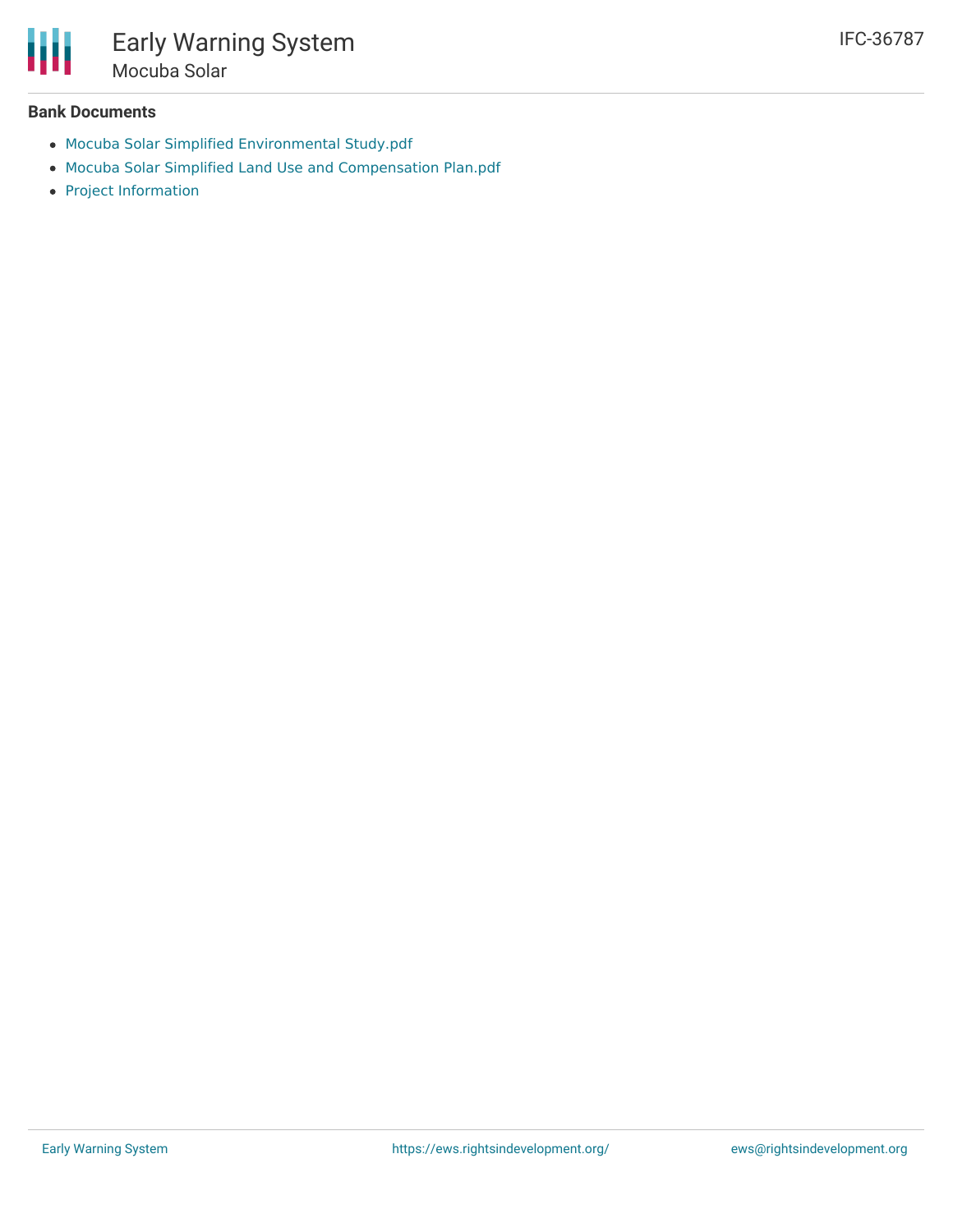### Bank Documents

- Mocuba Solar Simplified Environmental Study.pdf
- Mocuba Solar Simplified Land Use and Compensation Plan.pdf
- Project Information